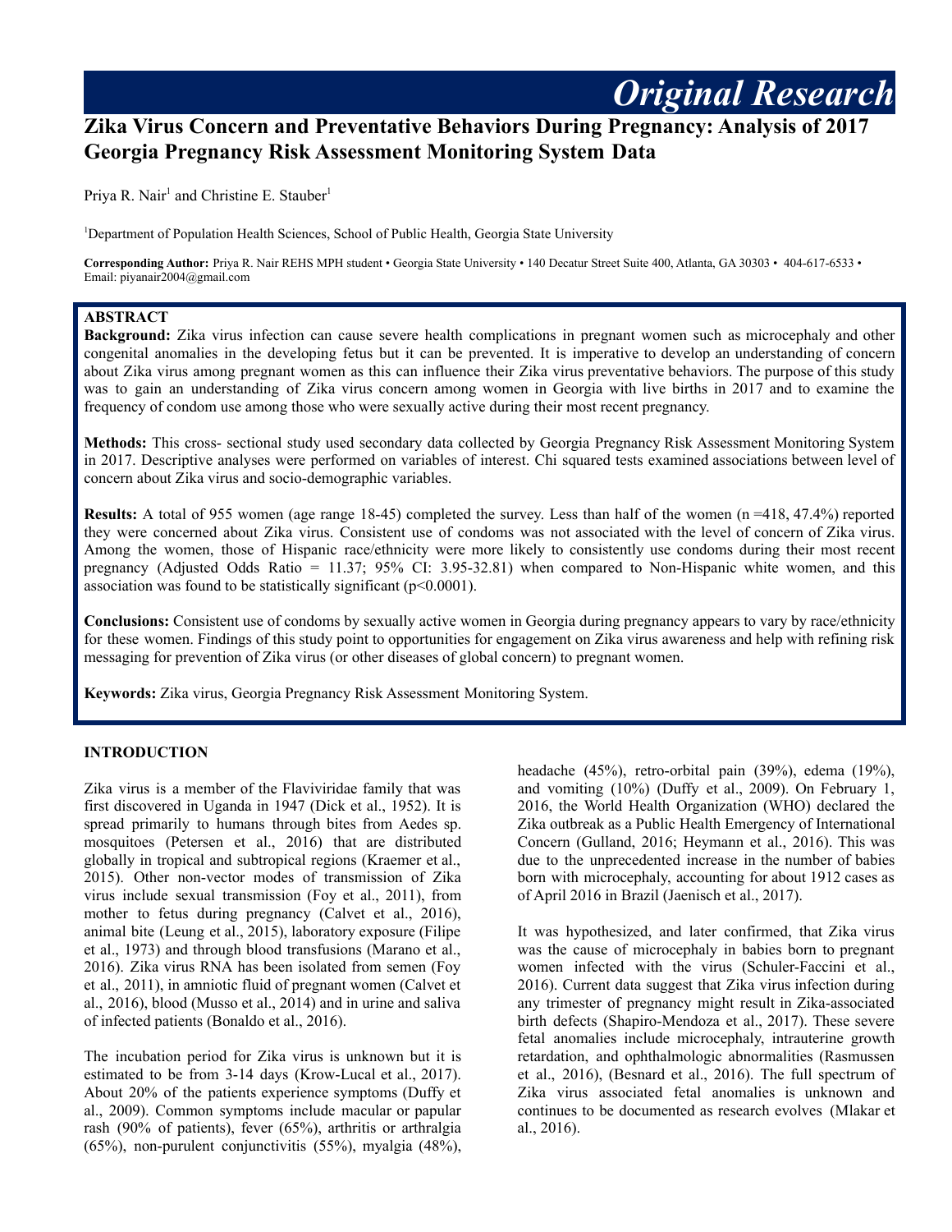*Original Research*

# Zika Virus Concern and Preventative Behaviors During Pregnancy: Analysis of 2017 Georgia Pregnancy Risk Assessment Monitoring System Data

Priya R. Nair[1] and Christine E. Stauber[1]

[1]Department of Population Health Sciences, School of Public Health, Georgia State University

**Corresponding Author:** Priya R. Nair REHS MPH student • Georgia State University • 140 Decatur Street Suite 400, Atlanta, GA 30303 • 404-617-6533 • Email: piyanair2004@gmail.com

## ABSTRACT

**Background:** Zika virus infection can cause severe health complications in pregnant women such as microcephaly and other congenital anomalies in the developing fetus but it can be prevented. It is imperative to develop an understanding of concern about Zika virus among pregnant women as this can influence their Zika virus preventative behaviors. The purpose of this study was to gain an understanding of Zika virus concern among women in Georgia with live births in 2017 and to examine the frequency of condom use among those who were sexually active during their most recent pregnancy.

**Methods:** This cross- sectional study used secondary data collected by Georgia Pregnancy Risk Assessment Monitoring System in 2017. Descriptive analyses were performed on variables of interest. Chi squared tests examined associations between level of concern about Zika virus and socio-demographic variables.

**Results:** A total of 955 women (age range 18-45) completed the survey. Less than half of the women (n =418, 47.4%) reported they were concerned about Zika virus. Consistent use of condoms was not associated with the level of concern of Zika virus. Among the women, those of Hispanic race/ethnicity were more likely to consistently use condoms during their most recent pregnancy (Adjusted Odds Ratio = 11.37; 95% CI: 3.95-32.81) when compared to Non-Hispanic white women, and this association was found to be statistically significant ($p<0.0001$).

**Conclusions:** Consistent use of condoms by sexually active women in Georgia during pregnancy appears to vary by race/ethnicity for these women. Findings of this study point to opportunities for engagement on Zika virus awareness and help with refining risk messaging for prevention of Zika virus (or other diseases of global concern) to pregnant women.

**Keywords:** Zika virus, Georgia Pregnancy Risk Assessment Monitoring System.

## INTRODUCTION

Zika virus is a member of the Flaviviridae family that was first discovered in Uganda in 1947 (Dick et al., 1952). It is spread primarily to humans through bites from Aedes sp. mosquitoes (Petersen et al., 2016) that are distributed globally in tropical and subtropical regions (Kraemer et al., 2015). Other non-vector modes of transmission of Zika virus include sexual transmission (Foy et al., 2011), from mother to fetus during pregnancy (Calvet et al., 2016), animal bite (Leung et al., 2015), laboratory exposure (Filipe et al., 1973) and through blood transfusions (Marano et al., 2016). Zika virus RNA has been isolated from semen (Foy et al., 2011), in amniotic fluid of pregnant women (Calvet et al., 2016), blood (Musso et al., 2014) and in urine and saliva of infected patients (Bonaldo et al., 2016).

The incubation period for Zika virus is unknown but it is estimated to be from 3-14 days (Krow-Lucal et al., 2017). About 20% of the patients experience symptoms (Duffy et al., 2009). Common symptoms include macular or papular rash (90% of patients), fever (65%), arthritis or arthralgia (65%), non-purulent conjunctivitis (55%), myalgia (48%), headache (45%), retro-orbital pain (39%), edema (19%), and vomiting (10%) (Duffy et al., 2009). On February 1, 2016, the World Health Organization (WHO) declared the Zika outbreak as a Public Health Emergency of International Concern (Gulland, 2016; Heymann et al., 2016). This was due to the unprecedented increase in the number of babies born with microcephaly, accounting for about 1912 cases as of April 2016 in Brazil (Jaenisch et al., 2017).

It was hypothesized, and later confirmed, that Zika virus was the cause of microcephaly in babies born to pregnant women infected with the virus (Schuler-Faccini et al., 2016). Current data suggest that Zika virus infection during any trimester of pregnancy might result in Zika-associated birth defects (Shapiro-Mendoza et al., 2017). These severe fetal anomalies include microcephaly, intrauterine growth retardation, and ophthalmologic abnormalities (Rasmussen et al., 2016), (Besnard et al., 2016). The full spectrum of Zika virus associated fetal anomalies is unknown and continues to be documented as research evolves (Mlakar et al., 2016).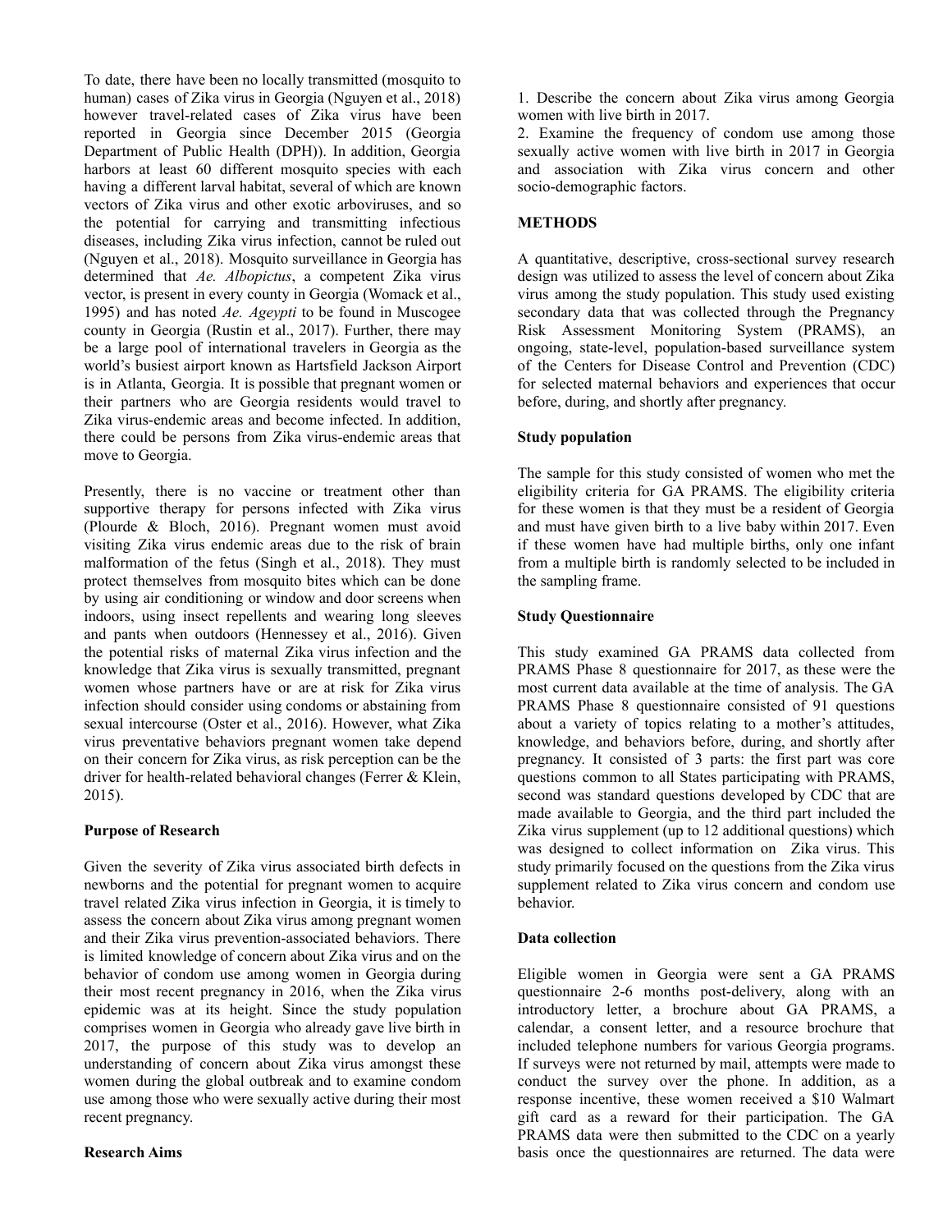To date, there have been no locally transmitted (mosquito to human) cases of Zika virus in Georgia (Nguyen et al., 2018) however travel-related cases of Zika virus have been reported in Georgia since December 2015 (Georgia Department of Public Health (DPH)). In addition, Georgia harbors at least 60 different mosquito species with each having a different larval habitat, several of which are known vectors of Zika virus and other exotic arboviruses, and so the potential for carrying and transmitting infectious diseases, including Zika virus infection, cannot be ruled out (Nguyen et al., 2018). Mosquito surveillance in Georgia has determined that *Ae. Albopictus*, a competent Zika virus vector, is present in every county in Georgia (Womack et al., 1995) and has noted *Ae. Ageypti* to be found in Muscogee county in Georgia (Rustin et al., 2017). Further, there may be a large pool of international travelers in Georgia as the world's busiest airport known as Hartsfield Jackson Airport is in Atlanta, Georgia. It is possible that pregnant women or their partners who are Georgia residents would travel to Zika virus-endemic areas and become infected. In addition, there could be persons from Zika virus-endemic areas that move to Georgia.

Presently, there is no vaccine or treatment other than supportive therapy for persons infected with Zika virus (Plourde & Bloch, 2016). Pregnant women must avoid visiting Zika virus endemic areas due to the risk of brain malformation of the fetus (Singh et al., 2018). They must protect themselves from mosquito bites which can be done by using air conditioning or window and door screens when indoors, using insect repellents and wearing long sleeves and pants when outdoors (Hennessey et al., 2016). Given the potential risks of maternal Zika virus infection and the knowledge that Zika virus is sexually transmitted, pregnant women whose partners have or are at risk for Zika virus infection should consider using condoms or abstaining from sexual intercourse (Oster et al., 2016). However, what Zika virus preventative behaviors pregnant women take depend on their concern for Zika virus, as risk perception can be the driver for health-related behavioral changes (Ferrer & Klein, 2015).

**Purpose of Research**

Given the severity of Zika virus associated birth defects in newborns and the potential for pregnant women to acquire travel related Zika virus infection in Georgia, it is timely to assess the concern about Zika virus among pregnant women and their Zika virus prevention-associated behaviors. There is limited knowledge of concern about Zika virus and on the behavior of condom use among women in Georgia during their most recent pregnancy in 2016, when the Zika virus epidemic was at its height. Since the study population comprises women in Georgia who already gave live birth in 2017, the purpose of this study was to develop an understanding of concern about Zika virus amongst these women during the global outbreak and to examine condom use among those who were sexually active during their most recent pregnancy.

**Research Aims**

1. Describe the concern about Zika virus among Georgia women with live birth in 2017.
2. Examine the frequency of condom use among those sexually active women with live birth in 2017 in Georgia and association with Zika virus concern and other socio-demographic factors.

**METHODS**

A quantitative, descriptive, cross-sectional survey research design was utilized to assess the level of concern about Zika virus among the study population. This study used existing secondary data that was collected through the Pregnancy Risk Assessment Monitoring System (PRAMS), an ongoing, state-level, population-based surveillance system of the Centers for Disease Control and Prevention (CDC) for selected maternal behaviors and experiences that occur before, during, and shortly after pregnancy.

**Study population**

The sample for this study consisted of women who met the eligibility criteria for GA PRAMS. The eligibility criteria for these women is that they must be a resident of Georgia and must have given birth to a live baby within 2017. Even if these women have had multiple births, only one infant from a multiple birth is randomly selected to be included in the sampling frame.

**Study Questionnaire**

This study examined GA PRAMS data collected from PRAMS Phase 8 questionnaire for 2017, as these were the most current data available at the time of analysis. The GA PRAMS Phase 8 questionnaire consisted of 91 questions about a variety of topics relating to a mother's attitudes, knowledge, and behaviors before, during, and shortly after pregnancy. It consisted of 3 parts: the first part was core questions common to all States participating with PRAMS, second was standard questions developed by CDC that are made available to Georgia, and the third part included the Zika virus supplement (up to 12 additional questions) which was designed to collect information on Zika virus. This study primarily focused on the questions from the Zika virus supplement related to Zika virus concern and condom use behavior.

**Data collection**

Eligible women in Georgia were sent a GA PRAMS questionnaire 2-6 months post-delivery, along with an introductory letter, a brochure about GA PRAMS, a calendar, a consent letter, and a resource brochure that included telephone numbers for various Georgia programs. If surveys were not returned by mail, attempts were made to conduct the survey over the phone. In addition, as a response incentive, these women received a $10 Walmart gift card as a reward for their participation. The GA PRAMS data were then submitted to the CDC on a yearly basis once the questionnaires are returned. The data were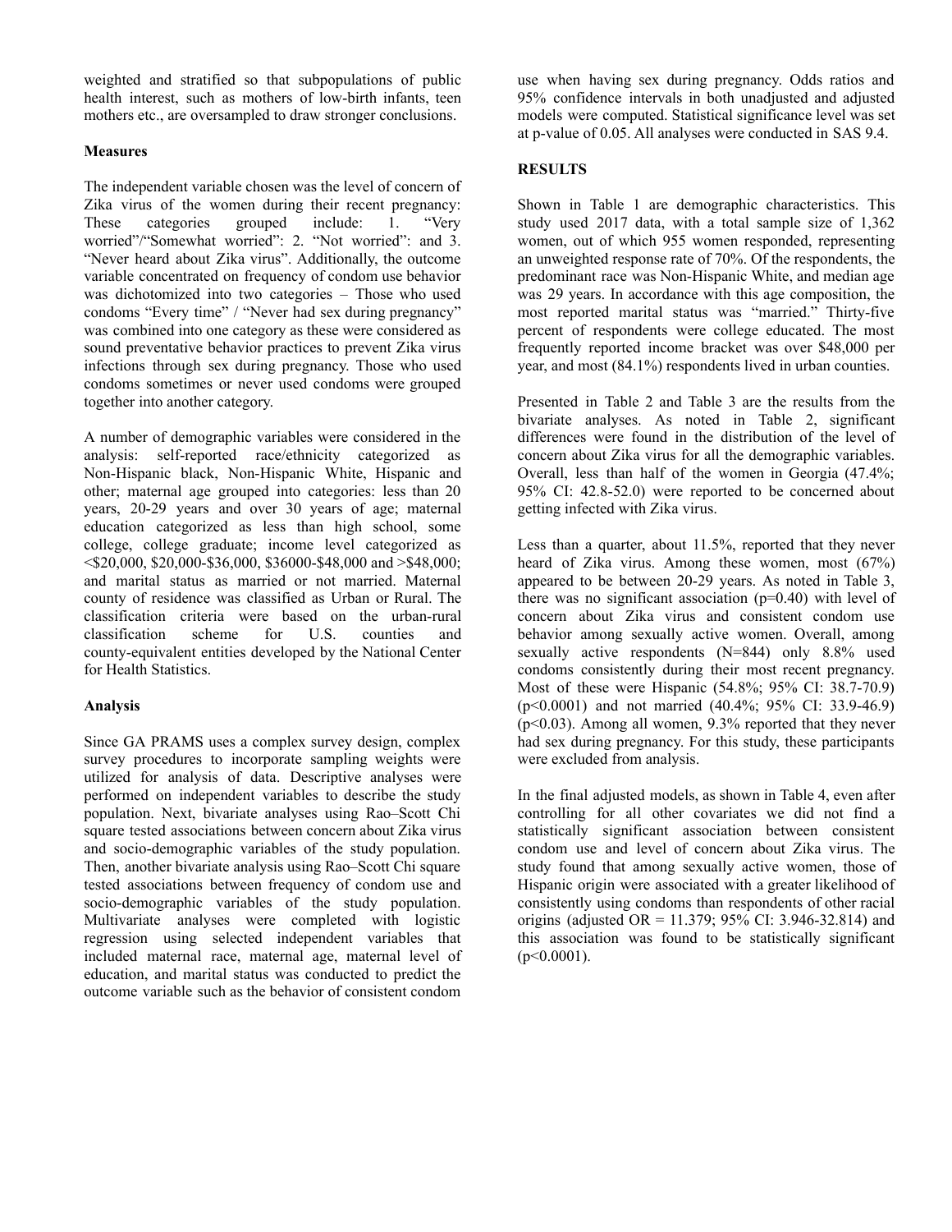weighted and stratified so that subpopulations of public health interest, such as mothers of low-birth infants, teen mothers etc., are oversampled to draw stronger conclusions.

**Measures**

The independent variable chosen was the level of concern of Zika virus of the women during their recent pregnancy: These categories grouped include: 1. "Very worried"/"Somewhat worried": 2. "Not worried": and 3. "Never heard about Zika virus". Additionally, the outcome variable concentrated on frequency of condom use behavior was dichotomized into two categories – Those who used condoms "Every time" / "Never had sex during pregnancy" was combined into one category as these were considered as sound preventative behavior practices to prevent Zika virus infections through sex during pregnancy. Those who used condoms sometimes or never used condoms were grouped together into another category.

A number of demographic variables were considered in the analysis: self-reported race/ethnicity categorized as Non-Hispanic black, Non-Hispanic White, Hispanic and other; maternal age grouped into categories: less than 20 years, 20-29 years and over 30 years of age; maternal education categorized as less than high school, some college, college graduate; income level categorized as <$20,000, $20,000-$36,000, $36000-$48,000 and >$48,000; and marital status as married or not married. Maternal county of residence was classified as Urban or Rural. The classification criteria were based on the urban-rural classification scheme for U.S. counties and county-equivalent entities developed by the National Center for Health Statistics.

**Analysis**

Since GA PRAMS uses a complex survey design, complex survey procedures to incorporate sampling weights were utilized for analysis of data. Descriptive analyses were performed on independent variables to describe the study population. Next, bivariate analyses using Rao–Scott Chi square tested associations between concern about Zika virus and socio-demographic variables of the study population. Then, another bivariate analysis using Rao–Scott Chi square tested associations between frequency of condom use and socio-demographic variables of the study population. Multivariate analyses were completed with logistic regression using selected independent variables that included maternal race, maternal age, maternal level of education, and marital status was conducted to predict the outcome variable such as the behavior of consistent condom use when having sex during pregnancy. Odds ratios and 95% confidence intervals in both unadjusted and adjusted models were computed. Statistical significance level was set at p-value of 0.05. All analyses were conducted in SAS 9.4.

**RESULTS**

Shown in Table 1 are demographic characteristics. This study used 2017 data, with a total sample size of 1,362 women, out of which 955 women responded, representing an unweighted response rate of 70%. Of the respondents, the predominant race was Non-Hispanic White, and median age was 29 years. In accordance with this age composition, the most reported marital status was "married." Thirty-five percent of respondents were college educated. The most frequently reported income bracket was over $48,000 per year, and most (84.1%) respondents lived in urban counties.

Presented in Table 2 and Table 3 are the results from the bivariate analyses. As noted in Table 2, significant differences were found in the distribution of the level of concern about Zika virus for all the demographic variables. Overall, less than half of the women in Georgia (47.4%; 95% CI: 42.8-52.0) were reported to be concerned about getting infected with Zika virus.

Less than a quarter, about 11.5%, reported that they never heard of Zika virus. Among these women, most (67%) appeared to be between 20-29 years. As noted in Table 3, there was no significant association (p=0.40) with level of concern about Zika virus and consistent condom use behavior among sexually active women. Overall, among sexually active respondents (N=844) only 8.8% used condoms consistently during their most recent pregnancy. Most of these were Hispanic (54.8%; 95% CI: 38.7-70.9) (p<0.0001) and not married (40.4%; 95% CI: 33.9-46.9) (p<0.03). Among all women, 9.3% reported that they never had sex during pregnancy. For this study, these participants were excluded from analysis.

In the final adjusted models, as shown in Table 4, even after controlling for all other covariates we did not find a statistically significant association between consistent condom use and level of concern about Zika virus. The study found that among sexually active women, those of Hispanic origin were associated with a greater likelihood of consistently using condoms than respondents of other racial origins (adjusted OR = 11.379; 95% CI: 3.946-32.814) and this association was found to be statistically significant (p<0.0001).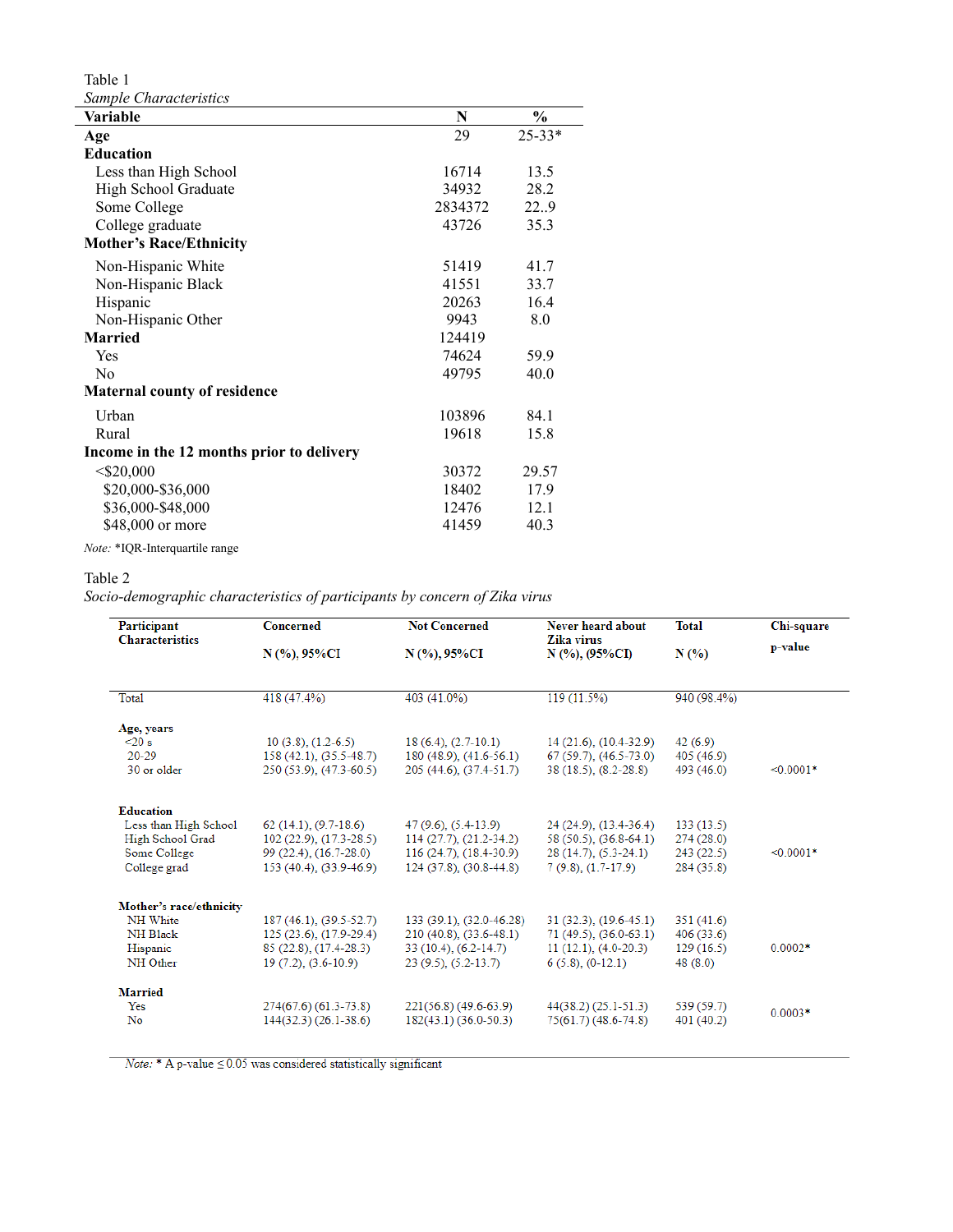Table 1

*Sample Characteristics*

| Variable | N | % |
|---|---|---|
| **Age** | 29 | 25-33* |
| **Education** | | |
| Less than High School | 16714 | 13.5 |
| High School Graduate | 34932 | 28.2 |
| Some College | 2834372 | 22..9 |
| College graduate | 43726 | 35.3 |
| **Mother's Race/Ethnicity** | | |
| Non-Hispanic White | 51419 | 41.7 |
| Non-Hispanic Black | 41551 | 33.7 |
| Hispanic | 20263 | 16.4 |
| Non-Hispanic Other | 9943 | 8.0 |
| **Married** | 124419 | |
| Yes | 74624 | 59.9 |
| No | 49795 | 40.0 |
| **Maternal county of residence** | | |
| Urban | 103896 | 84.1 |
| Rural | 19618 | 15.8 |
| **Income in the 12 months prior to delivery** | | |
| <$20,000 | 30372 | 29.57 |
| $20,000-$36,000 | 18402 | 17.9 |
| $36,000-$48,000 | 12476 | 12.1 |
| $48,000 or more | 41459 | 40.3 |

*Note:* *IQR-Interquartile range

Table 2

*Socio-demographic characteristics of participants by concern of Zika virus*

| Participant Characteristics | Concerned N (%), 95%CI | Not Concerned N (%), 95%CI | Never heard about Zika virus N (%), (95%CI) | Total N (%) | Chi-square p-value |
|---|---|---|---|---|---|
| Total | 418 (47.4%) | 403 (41.0%) | 119 (11.5%) | 940 (98.4%) | |
| **Age, years** | | | | | |
| <20 s | 10 (3.8), (1.2-6.5) | 18 (6.4), (2.7-10.1) | 14 (21.6), (10.4-32.9) | 42 (6.9) | |
| 20-29 | 158 (42.1), (35.5-48.7) | 180 (48.9), (41.6-56.1) | 67 (59.7), (46.5-73.0) | 405 (46.9) | |
| 30 or older | 250 (53.9), (47.3-60.5) | 205 (44.6), (37.4-51.7) | 38 (18.5), (8.2-28.8) | 493 (46.0) | <0.0001* |
| **Education** | | | | | |
| Less than High School | 62 (14.1), (9.7-18.6) | 47 (9.6), (5.4-13.9) | 24 (24.9), (13.4-36.4) | 133 (13.5) | |
| High School Grad | 102 (22.9), (17.3-28.5) | 114 (27.7), (21.2-34.2) | 58 (50.5), (36.8-64.1) | 274 (28.0) | |
| Some College | 99 (22.4), (16.7-28.0) | 116 (24.7), (18.4-30.9) | 28 (14.7), (5.3-24.1) | 243 (22.5) | <0.0001* |
| College grad | 153 (40.4), (33.9-46.9) | 124 (37.8), (30.8-44.8) | 7 (9.8), (1.7-17.9) | 284 (35.8) | |
| **Mother's race/ethnicity** | | | | | |
| NH White | 187 (46.1), (39.5-52.7) | 133 (39.1), (32.0-46.28) | 31 (32.3), (19.6-45.1) | 351 (41.6) | |
| NH Black | 125 (23.6), (17.9-29.4) | 210 (40.8), (33.6-48.1) | 71 (49.5), (36.0-63.1) | 406 (33.6) | |
| Hispanic | 85 (22.8), (17.4-28.3) | 33 (10.4), (6.2-14.7) | 11 (12.1), (4.0-20.3) | 129 (16.5) | 0.0002* |
| NH Other | 19 (7.2), (3.6-10.9) | 23 (9.5), (5.2-13.7) | 6 (5.8), (0-12.1) | 48 (8.0) | |
| **Married** | | | | | |
| Yes | 274(67.6) (61.3-73.8) | 221(56.8) (49.6-63.9) | 44(38.2) (25.1-51.3) | 539 (59.7) | 0.0003* |
| No | 144(32.3) (26.1-38.6) | 182(43.1) (36.0-50.3) | 75(61.7) (48.6-74.8) | 401 (40.2) | |

*Note:* * A p-value ≤ 0.05 was considered statistically significant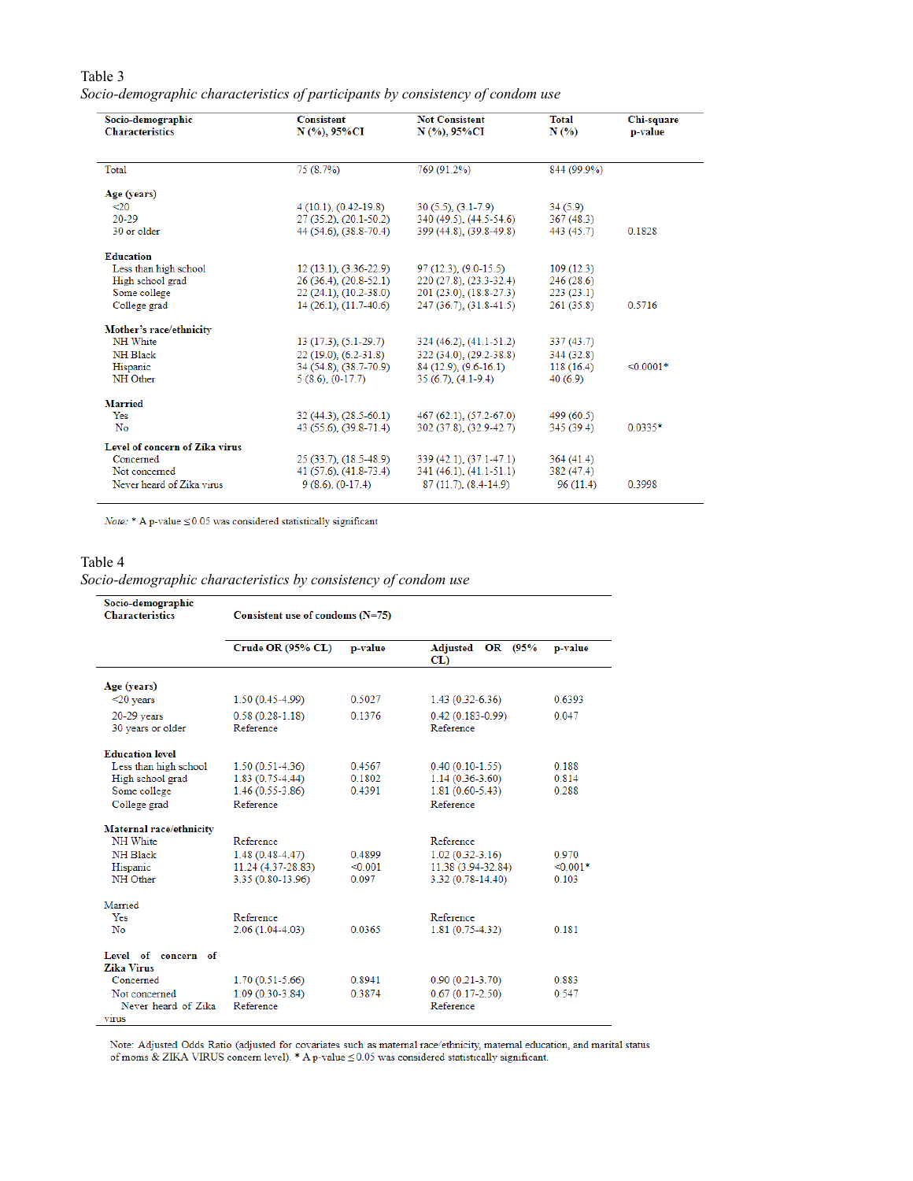Table 3

*Socio-demographic characteristics of participants by consistency of condom use*

| Socio-demographic Characteristics | Consistent N (%), 95%CI | Not Consistent N (%), 95%CI | Total N (%) | Chi-square p-value |
|---|---|---|---|---|
| Total | 75 (8.7%) | 769 (91.2%) | 844 (99.9%) | |
| **Age (years)** | | | | |
| <20 | 4 (10.1), (0.42-19.8) | 30 (5.5), (3.1-7.9) | 34 (5.9) | |
| 20-29 | 27 (35.2), (20.1-50.2) | 340 (49.5), (44.5-54.6) | 367 (48.3) | |
| 30 or older | 44 (54.6), (38.8-70.4) | 399 (44.8), (39.8-49.8) | 443 (45.7) | 0.1828 |
| **Education** | | | | |
| Less than high school | 12 (13.1), (3.36-22.9) | 97 (12.3), (9.0-15.5) | 109 (12.3) | |
| High school grad | 26 (36.4), (20.8-52.1) | 220 (27.8), (23.3-32.4) | 246 (28.6) | |
| Some college | 22 (24.1), (10.2-38.0) | 201 (23.0), (18.8-27.3) | 223 (23.1) | |
| College grad | 14 (26.1), (11.7-40.6) | 247 (36.7), (31.8-41.5) | 261 (35.8) | 0.5716 |
| **Mother's race/ethnicity** | | | | |
| NH White | 13 (17.3), (5.1-29.7) | 324 (46.2), (41.1-51.2) | 337 (43.7) | |
| NH Black | 22 (19.0), (6.2-31.8) | 322 (34.0), (29.2-38.8) | 344 (32.8) | |
| Hispanic | 34 (54.8), (38.7-70.9) | 84 (12.9), (9.6-16.1) | 118 (16.4) | <0.0001* |
| NH Other | 5 (8.6), (0-17.7) | 35 (6.7), (4.1-9.4) | 40 (6.9) | |
| **Married** | | | | |
| Yes | 32 (44.3), (28.5-60.1) | 467 (62.1), (57.2-67.0) | 499 (60.5) | |
| No | 43 (55.6), (39.8-71.4) | 302 (37.8), (32.9-42.7) | 345 (39.4) | 0.0335* |
| **Level of concern of Zika virus** | | | | |
| Concerned | 25 (33.7), (18.5-48.9) | 339 (42.1), (37.1-47.1) | 364 (41.4) | |
| Not concerned | 41 (57.6), (41.8-73.4) | 341 (46.1), (41.1-51.1) | 382 (47.4) | |
| Never heard of Zika virus | 9 (8.6), (0-17.4) | 87 (11.7), (8.4-14.9) | 96 (11.4) | 0.3998 |

*Note:* * A p-value ≤ 0.05 was considered statistically significant

Table 4

*Socio-demographic characteristics by consistency of condom use*

| Socio-demographic Characteristics | Consistent use of condoms (N=75) | | | |
|---|---|---|---|---|
| | Crude OR (95% CL) | p-value | Adjusted OR (95% CL) | p-value |
| **Age (years)** | | | | |
| <20 years | 1.50 (0.45-4.99) | 0.5027 | 1.43 (0.32-6.36) | 0.6393 |
| 20-29 years | 0.58 (0.28-1.18) | 0.1376 | 0.42 (0.183-0.99) | 0.047 |
| 30 years or older | Reference | | Reference | |
| **Education level** | | | | |
| Less than high school | 1.50 (0.51-4.36) | 0.4567 | 0.40 (0.10-1.55) | 0.188 |
| High school grad | 1.83 (0.75-4.44) | 0.1802 | 1.14 (0.36-3.60) | 0.814 |
| Some college | 1.46 (0.55-3.86) | 0.4391 | 1.81 (0.60-5.43) | 0.288 |
| College grad | Reference | | Reference | |
| **Maternal race/ethnicity** | | | | |
| NH White | Reference | | Reference | |
| NH Black | 1.48 (0.48-4.47) | 0.4899 | 1.02 (0.32-3.16) | 0.970 |
| Hispanic | 11.24 (4.37-28.83) | <0.001 | 11.38 (3.94-32.84) | <0.001* |
| NH Other | 3.35 (0.80-13.96) | 0.097 | 3.32 (0.78-14.40) | 0.103 |
| Married | | | | |
| Yes | Reference | | Reference | |
| No | 2.06 (1.04-4.03) | 0.0365 | 1.81 (0.75-4.32) | 0.181 |
| **Level of concern of Zika Virus** | | | | |
| Concerned | 1.70 (0.51-5.66) | 0.8941 | 0.90 (0.21-3.70) | 0.883 |
| Not concerned | 1.09 (0.30-3.84) | 0.3874 | 0.67 (0.17-2.50) | 0.547 |
| Never heard of Zika virus | Reference | | Reference | |

Note: Adjusted Odds Ratio (adjusted for covariates such as maternal race/ethnicity, maternal education, and marital status of moms & ZIKA VIRUS concern level). * A p-value ≤ 0.05 was considered statistically significant.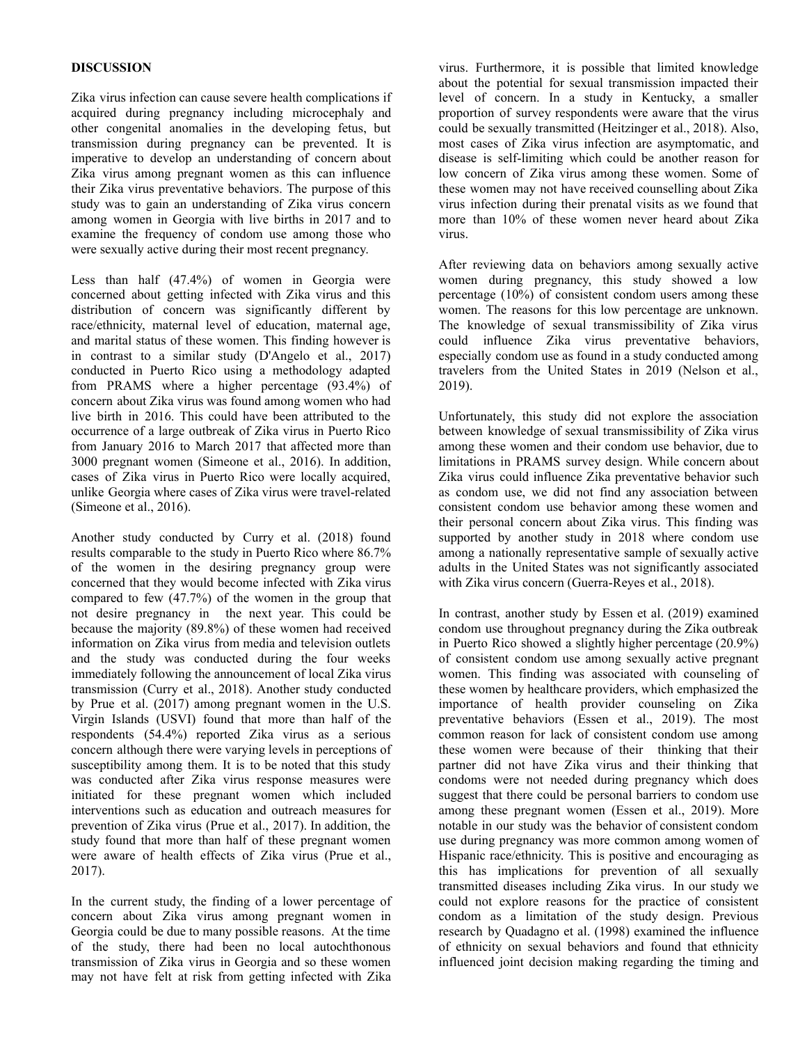## DISCUSSION

Zika virus infection can cause severe health complications if acquired during pregnancy including microcephaly and other congenital anomalies in the developing fetus, but transmission during pregnancy can be prevented. It is imperative to develop an understanding of concern about Zika virus among pregnant women as this can influence their Zika virus preventative behaviors. The purpose of this study was to gain an understanding of Zika virus concern among women in Georgia with live births in 2017 and to examine the frequency of condom use among those who were sexually active during their most recent pregnancy.

Less than half (47.4%) of women in Georgia were concerned about getting infected with Zika virus and this distribution of concern was significantly different by race/ethnicity, maternal level of education, maternal age, and marital status of these women. This finding however is in contrast to a similar study (D'Angelo et al., 2017) conducted in Puerto Rico using a methodology adapted from PRAMS where a higher percentage (93.4%) of concern about Zika virus was found among women who had live birth in 2016. This could have been attributed to the occurrence of a large outbreak of Zika virus in Puerto Rico from January 2016 to March 2017 that affected more than 3000 pregnant women (Simeone et al., 2016). In addition, cases of Zika virus in Puerto Rico were locally acquired, unlike Georgia where cases of Zika virus were travel-related (Simeone et al., 2016).

Another study conducted by Curry et al. (2018) found results comparable to the study in Puerto Rico where 86.7% of the women in the desiring pregnancy group were concerned that they would become infected with Zika virus compared to few (47.7%) of the women in the group that not desire pregnancy in the next year. This could be because the majority (89.8%) of these women had received information on Zika virus from media and television outlets and the study was conducted during the four weeks immediately following the announcement of local Zika virus transmission (Curry et al., 2018). Another study conducted by Prue et al. (2017) among pregnant women in the U.S. Virgin Islands (USVI) found that more than half of the respondents (54.4%) reported Zika virus as a serious concern although there were varying levels in perceptions of susceptibility among them. It is to be noted that this study was conducted after Zika virus response measures were initiated for these pregnant women which included interventions such as education and outreach measures for prevention of Zika virus (Prue et al., 2017). In addition, the study found that more than half of these pregnant women were aware of health effects of Zika virus (Prue et al., 2017).

In the current study, the finding of a lower percentage of concern about Zika virus among pregnant women in Georgia could be due to many possible reasons. At the time of the study, there had been no local autochthonous transmission of Zika virus in Georgia and so these women may not have felt at risk from getting infected with Zika virus. Furthermore, it is possible that limited knowledge about the potential for sexual transmission impacted their level of concern. In a study in Kentucky, a smaller proportion of survey respondents were aware that the virus could be sexually transmitted (Heitzinger et al., 2018). Also, most cases of Zika virus infection are asymptomatic, and disease is self-limiting which could be another reason for low concern of Zika virus among these women. Some of these women may not have received counselling about Zika virus infection during their prenatal visits as we found that more than 10% of these women never heard about Zika virus.

After reviewing data on behaviors among sexually active women during pregnancy, this study showed a low percentage (10%) of consistent condom users among these women. The reasons for this low percentage are unknown. The knowledge of sexual transmissibility of Zika virus could influence Zika virus preventative behaviors, especially condom use as found in a study conducted among travelers from the United States in 2019 (Nelson et al., 2019).

Unfortunately, this study did not explore the association between knowledge of sexual transmissibility of Zika virus among these women and their condom use behavior, due to limitations in PRAMS survey design. While concern about Zika virus could influence Zika preventative behavior such as condom use, we did not find any association between consistent condom use behavior among these women and their personal concern about Zika virus. This finding was supported by another study in 2018 where condom use among a nationally representative sample of sexually active adults in the United States was not significantly associated with Zika virus concern (Guerra-Reyes et al., 2018).

In contrast, another study by Essen et al. (2019) examined condom use throughout pregnancy during the Zika outbreak in Puerto Rico showed a slightly higher percentage (20.9%) of consistent condom use among sexually active pregnant women. This finding was associated with counseling of these women by healthcare providers, which emphasized the importance of health provider counseling on Zika preventative behaviors (Essen et al., 2019). The most common reason for lack of consistent condom use among these women were because of their thinking that their partner did not have Zika virus and their thinking that condoms were not needed during pregnancy which does suggest that there could be personal barriers to condom use among these pregnant women (Essen et al., 2019). More notable in our study was the behavior of consistent condom use during pregnancy was more common among women of Hispanic race/ethnicity. This is positive and encouraging as this has implications for prevention of all sexually transmitted diseases including Zika virus. In our study we could not explore reasons for the practice of consistent condom as a limitation of the study design. Previous research by Quadagno et al. (1998) examined the influence of ethnicity on sexual behaviors and found that ethnicity influenced joint decision making regarding the timing and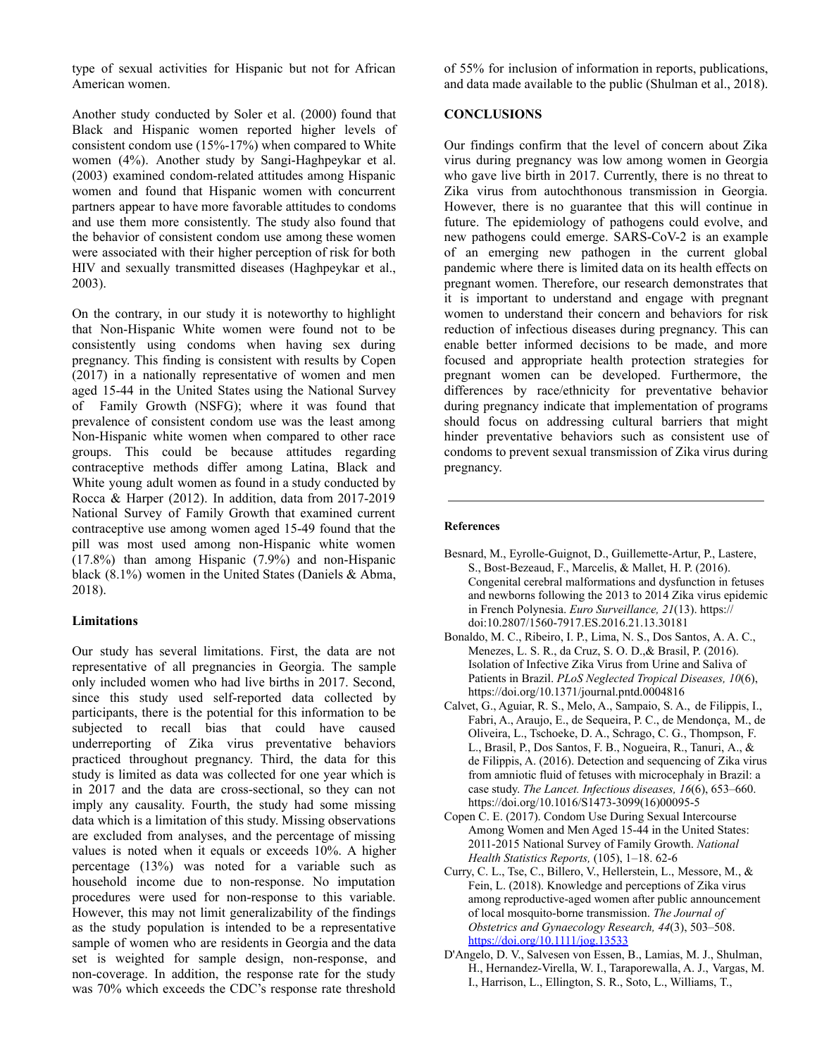type of sexual activities for Hispanic but not for African American women.

Another study conducted by Soler et al. (2000) found that Black and Hispanic women reported higher levels of consistent condom use (15%-17%) when compared to White women (4%). Another study by Sangi-Haghpeykar et al. (2003) examined condom-related attitudes among Hispanic women and found that Hispanic women with concurrent partners appear to have more favorable attitudes to condoms and use them more consistently. The study also found that the behavior of consistent condom use among these women were associated with their higher perception of risk for both HIV and sexually transmitted diseases (Haghpeykar et al., 2003).

On the contrary, in our study it is noteworthy to highlight that Non-Hispanic White women were found not to be consistently using condoms when having sex during pregnancy. This finding is consistent with results by Copen (2017) in a nationally representative of women and men aged 15-44 in the United States using the National Survey of Family Growth (NSFG); where it was found that prevalence of consistent condom use was the least among Non-Hispanic white women when compared to other race groups. This could be because attitudes regarding contraceptive methods differ among Latina, Black and White young adult women as found in a study conducted by Rocca & Harper (2012). In addition, data from 2017-2019 National Survey of Family Growth that examined current contraceptive use among women aged 15-49 found that the pill was most used among non-Hispanic white women (17.8%) than among Hispanic (7.9%) and non-Hispanic black (8.1%) women in the United States (Daniels & Abma, 2018).

**Limitations**

Our study has several limitations. First, the data are not representative of all pregnancies in Georgia. The sample only included women who had live births in 2017. Second, since this study used self-reported data collected by participants, there is the potential for this information to be subjected to recall bias that could have caused underreporting of Zika virus preventative behaviors practiced throughout pregnancy. Third, the data for this study is limited as data was collected for one year which is in 2017 and the data are cross-sectional, so they can not imply any causality. Fourth, the study had some missing data which is a limitation of this study. Missing observations are excluded from analyses, and the percentage of missing values is noted when it equals or exceeds 10%. A higher percentage (13%) was noted for a variable such as household income due to non-response. No imputation procedures were used for non-response to this variable. However, this may not limit generalizability of the findings as the study population is intended to be a representative sample of women who are residents in Georgia and the data set is weighted for sample design, non-response, and non-coverage. In addition, the response rate for the study was 70% which exceeds the CDC's response rate threshold of 55% for inclusion of information in reports, publications, and data made available to the public (Shulman et al., 2018).

**CONCLUSIONS**

Our findings confirm that the level of concern about Zika virus during pregnancy was low among women in Georgia who gave live birth in 2017. Currently, there is no threat to Zika virus from autochthonous transmission in Georgia. However, there is no guarantee that this will continue in future. The epidemiology of pathogens could evolve, and new pathogens could emerge. SARS-CoV-2 is an example of an emerging new pathogen in the current global pandemic where there is limited data on its health effects on pregnant women. Therefore, our research demonstrates that it is important to understand and engage with pregnant women to understand their concern and behaviors for risk reduction of infectious diseases during pregnancy. This can enable better informed decisions to be made, and more focused and appropriate health protection strategies for pregnant women can be developed. Furthermore, the differences by race/ethnicity for preventative behavior during pregnancy indicate that implementation of programs should focus on addressing cultural barriers that might hinder preventative behaviors such as consistent use of condoms to prevent sexual transmission of Zika virus during pregnancy.

---

**References**

Besnard, M., Eyrolle-Guignot, D., Guillemette-Artur, P., Lastere, S., Bost-Bezeaud, F., Marcelis, & Mallet, H. P. (2016). Congenital cerebral malformations and dysfunction in fetuses and newborns following the 2013 to 2014 Zika virus epidemic in French Polynesia. *Euro Surveillance, 21*(13). https:// doi:10.2807/1560-7917.ES.2016.21.13.30181

Bonaldo, M. C., Ribeiro, I. P., Lima, N. S., Dos Santos, A. A. C., Menezes, L. S. R., da Cruz, S. O. D.,& Brasil, P. (2016). Isolation of Infective Zika Virus from Urine and Saliva of Patients in Brazil. *PLoS Neglected Tropical Diseases, 10*(6), https://doi.org/10.1371/journal.pntd.0004816

Calvet, G., Aguiar, R. S., Melo, A., Sampaio, S. A., de Filippis, I., Fabri, A., Araujo, E., de Sequeira, P. C., de Mendonça, M., de Oliveira, L., Tschoeke, D. A., Schrago, C. G., Thompson, F. L., Brasil, P., Dos Santos, F. B., Nogueira, R., Tanuri, A., & de Filippis, A. (2016). Detection and sequencing of Zika virus from amniotic fluid of fetuses with microcephaly in Brazil: a case study. *The Lancet. Infectious diseases, 16*(6), 653–660. https://doi.org/10.1016/S1473-3099(16)00095-5

Copen C. E. (2017). Condom Use During Sexual Intercourse Among Women and Men Aged 15-44 in the United States: 2011-2015 National Survey of Family Growth. *National Health Statistics Reports,* (105), 1–18. 62-6

Curry, C. L., Tse, C., Billero, V., Hellerstein, L., Messore, M., & Fein, L. (2018). Knowledge and perceptions of Zika virus among reproductive-aged women after public announcement of local mosquito-borne transmission. *The Journal of Obstetrics and Gynaecology Research, 44*(3), 503–508. https://doi.org/10.1111/jog.13533

D'Angelo, D. V., Salvesen von Essen, B., Lamias, M. J., Shulman, H., Hernandez-Virella, W. I., Taraporewalla, A. J., Vargas, M. I., Harrison, L., Ellington, S. R., Soto, L., Williams, T.,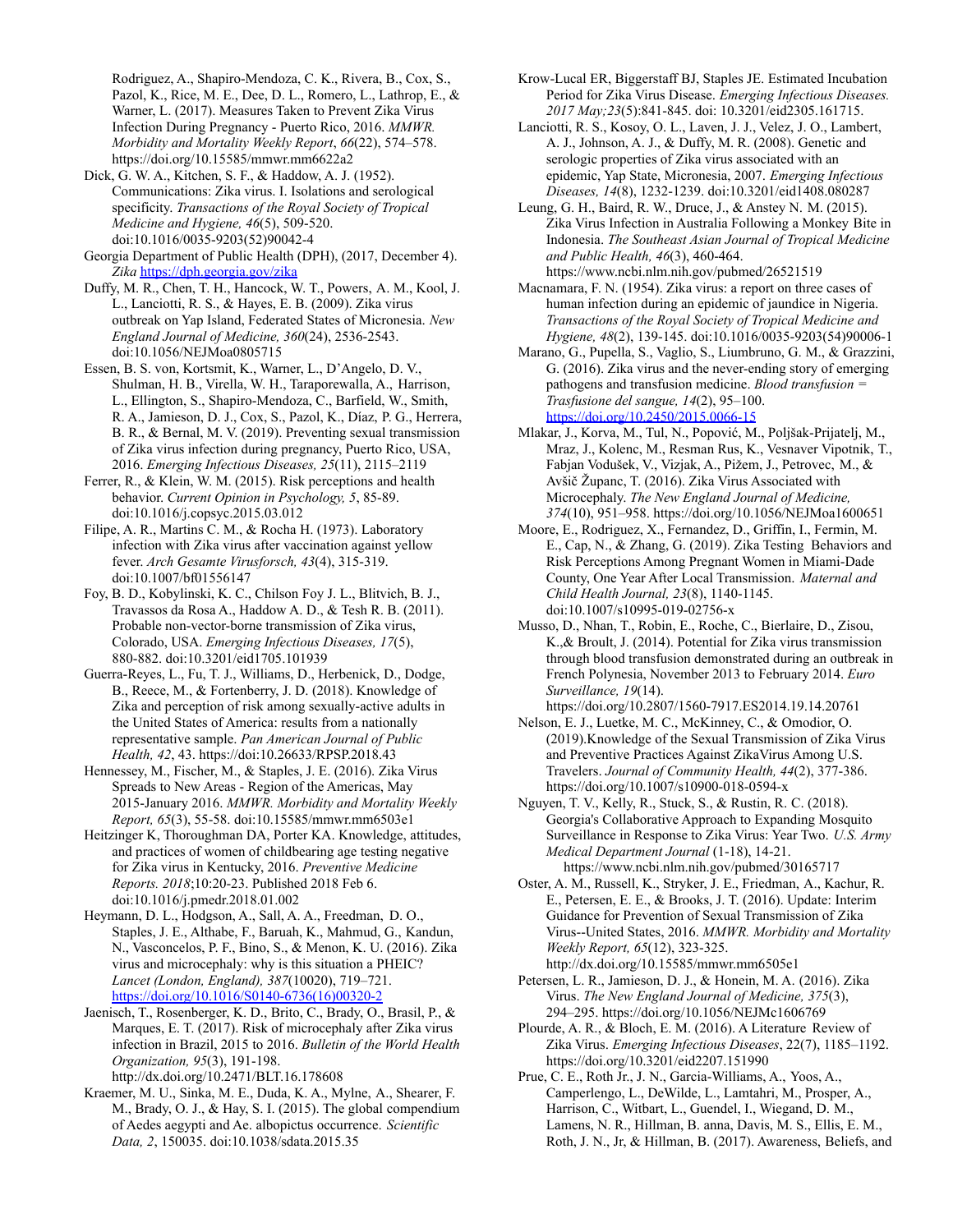Rodriguez, A., Shapiro-Mendoza, C. K., Rivera, B., Cox, S., Pazol, K., Rice, M. E., Dee, D. L., Romero, L., Lathrop, E., & Warner, L. (2017). Measures Taken to Prevent Zika Virus Infection During Pregnancy - Puerto Rico, 2016. *MMWR. Morbidity and Mortality Weekly Report*, *66*(22), 574–578. https://doi.org/10.15585/mmwr.mm6622a2

Dick, G. W. A., Kitchen, S. F., & Haddow, A. J. (1952). Communications: Zika virus. I. Isolations and serological specificity. *Transactions of the Royal Society of Tropical Medicine and Hygiene, 46*(5), 509-520. doi:10.1016/0035-9203(52)90042-4

Georgia Department of Public Health (DPH), (2017, December 4). *Zika* https://dph.georgia.gov/zika

Duffy, M. R., Chen, T. H., Hancock, W. T., Powers, A. M., Kool, J. L., Lanciotti, R. S., & Hayes, E. B. (2009). Zika virus outbreak on Yap Island, Federated States of Micronesia. *New England Journal of Medicine, 360*(24), 2536-2543. doi:10.1056/NEJMoa0805715

Essen, B. S. von, Kortsmit, K., Warner, L., D'Angelo, D. V., Shulman, H. B., Virella, W. H., Taraporewalla, A., Harrison, L., Ellington, S., Shapiro-Mendoza, C., Barfield, W., Smith, R. A., Jamieson, D. J., Cox, S., Pazol, K., Díaz, P. G., Herrera, B. R., & Bernal, M. V. (2019). Preventing sexual transmission of Zika virus infection during pregnancy, Puerto Rico, USA, 2016. *Emerging Infectious Diseases, 25*(11), 2115–2119

Ferrer, R., & Klein, W. M. (2015). Risk perceptions and health behavior. *Current Opinion in Psychology, 5*, 85-89. doi:10.1016/j.copsyc.2015.03.012

Filipe, A. R., Martins C. M., & Rocha H. (1973). Laboratory infection with Zika virus after vaccination against yellow fever. *Arch Gesamte Virusforsch, 43*(4), 315-319. doi:10.1007/bf01556147

Foy, B. D., Kobylinski, K. C., Chilson Foy J. L., Blitvich, B. J., Travassos da Rosa A., Haddow A. D., & Tesh R. B. (2011). Probable non-vector-borne transmission of Zika virus, Colorado, USA. *Emerging Infectious Diseases, 17*(5), 880-882. doi:10.3201/eid1705.101939

Guerra-Reyes, L., Fu, T. J., Williams, D., Herbenick, D., Dodge, B., Reece, M., & Fortenberry, J. D. (2018). Knowledge of Zika and perception of risk among sexually-active adults in the United States of America: results from a nationally representative sample. *Pan American Journal of Public Health, 42*, 43. https://doi:10.26633/RPSP.2018.43

Hennessey, M., Fischer, M., & Staples, J. E. (2016). Zika Virus Spreads to New Areas - Region of the Americas, May 2015-January 2016. *MMWR. Morbidity and Mortality Weekly Report, 65*(3), 55-58. doi:10.15585/mmwr.mm6503e1

Heitzinger K, Thoroughman DA, Porter KA. Knowledge, attitudes, and practices of women of childbearing age testing negative for Zika virus in Kentucky, 2016. *Preventive Medicine Reports. 2018*;10:20-23. Published 2018 Feb 6. doi:10.1016/j.pmedr.2018.01.002

Heymann, D. L., Hodgson, A., Sall, A. A., Freedman, D. O., Staples, J. E., Althabe, F., Baruah, K., Mahmud, G., Kandun, N., Vasconcelos, P. F., Bino, S., & Menon, K. U. (2016). Zika virus and microcephaly: why is this situation a PHEIC? *Lancet (London, England), 387*(10020), 719–721. https://doi.org/10.1016/S0140-6736(16)00320-2

Jaenisch, T., Rosenberger, K. D., Brito, C., Brady, O., Brasil, P., & Marques, E. T. (2017). Risk of microcephaly after Zika virus infection in Brazil, 2015 to 2016. *Bulletin of the World Health Organization, 95*(3), 191-198. http://dx.doi.org/10.2471/BLT.16.178608

Kraemer, M. U., Sinka, M. E., Duda, K. A., Mylne, A., Shearer, F. M., Brady, O. J., & Hay, S. I. (2015). The global compendium of Aedes aegypti and Ae. albopictus occurrence. *Scientific Data, 2*, 150035. doi:10.1038/sdata.2015.35

Krow-Lucal ER, Biggerstaff BJ, Staples JE. Estimated Incubation Period for Zika Virus Disease. *Emerging Infectious Diseases. 2017 May;23*(5):841-845. doi: 10.3201/eid2305.161715.

Lanciotti, R. S., Kosoy, O. L., Laven, J. J., Velez, J. O., Lambert, A. J., Johnson, A. J., & Duffy, M. R. (2008). Genetic and serologic properties of Zika virus associated with an epidemic, Yap State, Micronesia, 2007. *Emerging Infectious Diseases, 14*(8), 1232-1239. doi:10.3201/eid1408.080287

Leung, G. H., Baird, R. W., Druce, J., & Anstey N. M. (2015). Zika Virus Infection in Australia Following a Monkey Bite in Indonesia. *The Southeast Asian Journal of Tropical Medicine and Public Health, 46*(3), 460-464. https://www.ncbi.nlm.nih.gov/pubmed/26521519

Macnamara, F. N. (1954). Zika virus: a report on three cases of human infection during an epidemic of jaundice in Nigeria. *Transactions of the Royal Society of Tropical Medicine and Hygiene, 48*(2), 139-145. doi:10.1016/0035-9203(54)90006-1

Marano, G., Pupella, S., Vaglio, S., Liumbruno, G. M., & Grazzini, G. (2016). Zika virus and the never-ending story of emerging pathogens and transfusion medicine. *Blood transfusion = Trasfusione del sangue, 14*(2), 95–100. https://doi.org/10.2450/2015.0066-15

Mlakar, J., Korva, M., Tul, N., Popović, M., Poljšak-Prijatelj, M., Mraz, J., Kolenc, M., Resman Rus, K., Vesnaver Vipotnik, T., Fabjan Vodušek, V., Vizjak, A., Pižem, J., Petrovec, M., & Avšič Županc, T. (2016). Zika Virus Associated with Microcephaly. *The New England Journal of Medicine, 374*(10), 951–958. https://doi.org/10.1056/NEJMoa1600651

Moore, E., Rodriguez, X., Fernandez, D., Griffin, I., Fermin, M. E., Cap, N., & Zhang, G. (2019). Zika Testing Behaviors and Risk Perceptions Among Pregnant Women in Miami-Dade County, One Year After Local Transmission. *Maternal and Child Health Journal, 23*(8), 1140-1145. doi:10.1007/s10995-019-02756-x

Musso, D., Nhan, T., Robin, E., Roche, C., Bierlaire, D., Zisou, K.,& Broult, J. (2014). Potential for Zika virus transmission through blood transfusion demonstrated during an outbreak in French Polynesia, November 2013 to February 2014. *Euro Surveillance, 19*(14). https://doi.org/10.2807/1560-7917.ES2014.19.14.20761

Nelson, E. J., Luetke, M. C., McKinney, C., & Omodior, O. (2019).Knowledge of the Sexual Transmission of Zika Virus and Preventive Practices Against ZikaVirus Among U.S. Travelers. *Journal of Community Health, 44*(2), 377-386. https://doi.org/10.1007/s10900-018-0594-x

Nguyen, T. V., Kelly, R., Stuck, S., & Rustin, R. C. (2018). Georgia's Collaborative Approach to Expanding Mosquito Surveillance in Response to Zika Virus: Year Two. *U.S. Army Medical Department Journal* (1-18), 14-21. https://www.ncbi.nlm.nih.gov/pubmed/30165717

Oster, A. M., Russell, K., Stryker, J. E., Friedman, A., Kachur, R. E., Petersen, E. E., & Brooks, J. T. (2016). Update: Interim Guidance for Prevention of Sexual Transmission of Zika Virus--United States, 2016. *MMWR. Morbidity and Mortality Weekly Report, 65*(12), 323-325. http://dx.doi.org/10.15585/mmwr.mm6505e1

Petersen, L. R., Jamieson, D. J., & Honein, M. A. (2016). Zika Virus. *The New England Journal of Medicine, 375*(3), 294–295. https://doi.org/10.1056/NEJMc1606769

Plourde, A. R., & Bloch, E. M. (2016). A Literature Review of Zika Virus. *Emerging Infectious Diseases*, 22(7), 1185–1192. https://doi.org/10.3201/eid2207.151990

Prue, C. E., Roth Jr., J. N., Garcia-Williams, A., Yoos, A., Camperlengo, L., DeWilde, L., Lamtahri, M., Prosper, A., Harrison, C., Witbart, L., Guendel, I., Wiegand, D. M., Lamens, N. R., Hillman, B. anna, Davis, M. S., Ellis, E. M., Roth, J. N., Jr, & Hillman, B. (2017). Awareness, Beliefs, and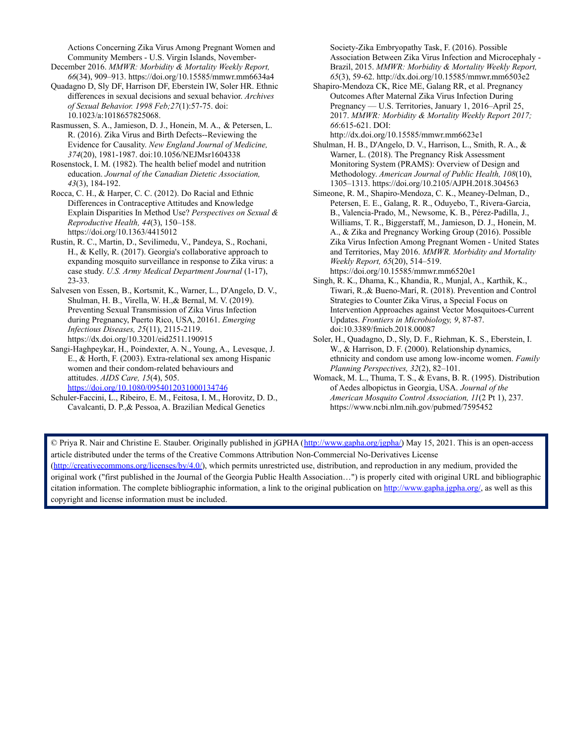Actions Concerning Zika Virus Among Pregnant Women and Community Members - U.S. Virgin Islands, November-December 2016. *MMWR: Morbidity & Mortality Weekly Report, 66*(34), 909–913. https://doi.org/10.15585/mmwr.mm6634a4

Quadagno D, Sly DF, Harrison DF, Eberstein IW, Soler HR. Ethnic differences in sexual decisions and sexual behavior. *Archives of Sexual Behavior. 1998 Feb;27*(1):57-75. doi: 10.1023/a:1018657825068.

Rasmussen, S. A., Jamieson, D. J., Honein, M. A., & Petersen, L. R. (2016). Zika Virus and Birth Defects--Reviewing the Evidence for Causality. *New England Journal of Medicine, 374*(20), 1981-1987. doi:10.1056/NEJMsr1604338

Rosenstock, I. M. (1982). The health belief model and nutrition education. *Journal of the Canadian Dietetic Association, 43*(3), 184-192.

Rocca, C. H., & Harper, C. C. (2012). Do Racial and Ethnic Differences in Contraceptive Attitudes and Knowledge Explain Disparities In Method Use? *Perspectives on Sexual & Reproductive Health, 44*(3), 150–158. https://doi.org/10.1363/4415012

Rustin, R. C., Martin, D., Sevilimedu, V., Pandeya, S., Rochani, H., & Kelly, R. (2017). Georgia's collaborative approach to expanding mosquito surveillance in response to Zika virus: a case study. *U.S. Army Medical Department Journal* (1-17), 23-33.

Salvesen von Essen, B., Kortsmit, K., Warner, L., D'Angelo, D. V., Shulman, H. B., Virella, W. H.,& Bernal, M. V. (2019). Preventing Sexual Transmission of Zika Virus Infection during Pregnancy, Puerto Rico, USA, 20161. *Emerging Infectious Diseases, 25*(11), 2115-2119. https://dx.doi.org/10.3201/eid2511.190915

Sangi-Haghpeykar, H., Poindexter, A. N., Young, A., Levesque, J. E., & Horth, F. (2003). Extra-relational sex among Hispanic women and their condom-related behaviours and attitudes. *AIDS Care, 15*(4), 505. https://doi.org/10.1080/0954012031000134746

Schuler-Faccini, L., Ribeiro, E. M., Feitosa, I. M., Horovitz, D. D., Cavalcanti, D. P.,& Pessoa, A. Brazilian Medical Genetics Society-Zika Embryopathy Task, F. (2016). Possible Association Between Zika Virus Infection and Microcephaly - Brazil, 2015. *MMWR: Morbidity & Mortality Weekly Report, 65*(3), 59-62. http://dx.doi.org/10.15585/mmwr.mm6503e2

Shapiro-Mendoza CK, Rice ME, Galang RR, et al. Pregnancy Outcomes After Maternal Zika Virus Infection During Pregnancy — U.S. Territories, January 1, 2016–April 25, 2017. *MMWR: Morbidity & Mortality Weekly Report 2017; 66*:615-621. DOI: http://dx.doi.org/10.15585/mmwr.mm6623e1

Shulman, H. B., D'Angelo, D. V., Harrison, L., Smith, R. A., & Warner, L. (2018). The Pregnancy Risk Assessment Monitoring System (PRAMS): Overview of Design and Methodology. *American Journal of Public Health, 108*(10), 1305–1313. https://doi.org/10.2105/AJPH.2018.304563

Simeone, R. M., Shapiro-Mendoza, C. K., Meaney-Delman, D., Petersen, E. E., Galang, R. R., Oduyebo, T., Rivera-Garcia, B., Valencia-Prado, M., Newsome, K. B., Pérez-Padilla, J., Williams, T. R., Biggerstaff, M., Jamieson, D. J., Honein, M. A., & Zika and Pregnancy Working Group (2016). Possible Zika Virus Infection Among Pregnant Women - United States and Territories, May 2016. *MMWR. Morbidity and Mortality Weekly Report, 65*(20), 514–519. https://doi.org/10.15585/mmwr.mm6520e1

Singh, R. K., Dhama, K., Khandia, R., Munjal, A., Karthik, K., Tiwari, R.,& Bueno-Marí, R. (2018). Prevention and Control Strategies to Counter Zika Virus, a Special Focus on Intervention Approaches against Vector Mosquitoes-Current Updates. *Frontiers in Microbiology, 9*, 87-87. doi:10.3389/fmicb.2018.00087

Soler, H., Quadagno, D., Sly, D. F., Riehman, K. S., Eberstein, I. W., & Harrison, D. F. (2000). Relationship dynamics, ethnicity and condom use among low-income women. *Family Planning Perspectives, 32*(2), 82–101.

Womack, M. L., Thuma, T. S., & Evans, B. R. (1995). Distribution of Aedes albopictus in Georgia, USA. *Journal of the American Mosquito Control Association, 11*(2 Pt 1), 237. https://www.ncbi.nlm.nih.gov/pubmed/7595452

© Priya R. Nair and Christine E. Stauber. Originally published in jGPHA (http://www.gapha.org/jgpha/) May 15, 2021. This is an open-access article distributed under the terms of the Creative Commons Attribution Non-Commercial No-Derivatives License (http://creativecommons.org/licenses/by/4.0/), which permits unrestricted use, distribution, and reproduction in any medium, provided the original work ("first published in the Journal of the Georgia Public Health Association…") is properly cited with original URL and bibliographic citation information. The complete bibliographic information, a link to the original publication on http://www.gapha.jgpha.org/, as well as this copyright and license information must be included.